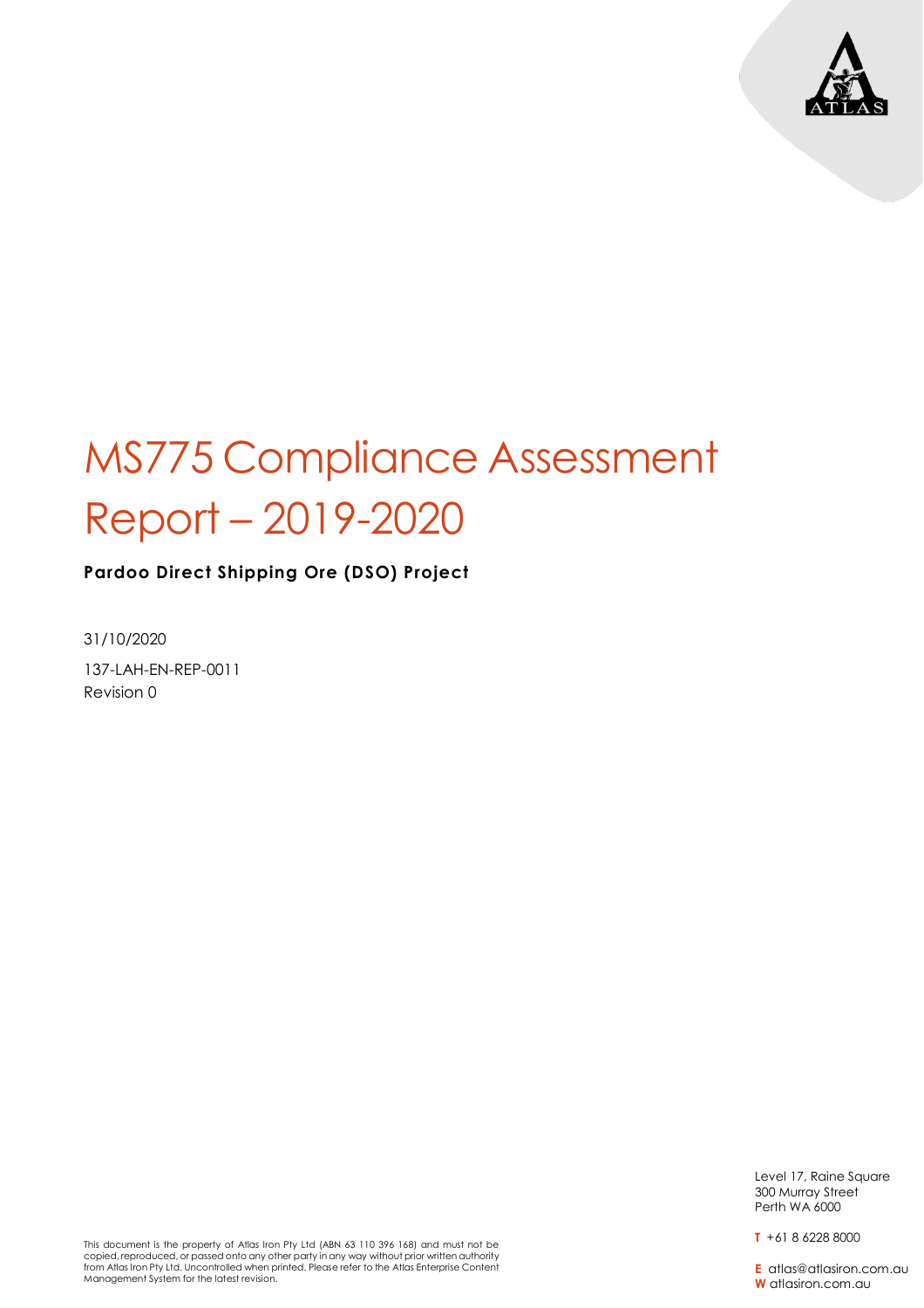# MS775 Compliance Assessment Report – 2019-2020

**Pardoo Direct Shipping Ore (DSO) Project**

31/10/2020

137-LAH-EN-REP-0011
Revision 0

Level 17, Raine Square
300 Murray Street
Perth WA 6000

**T** +61 8 6228 8000

**E** atlas@atlasiron.com.au
**W** atlasiron.com.au

This document is the property of Atlas Iron Pty Ltd (ABN 63 110 396 168) and must not be copied, reproduced, or passed onto any other party in any way without prior written authority from Atlas Iron Pty Ltd. Uncontrolled when printed. Please refer to the Atlas Enterprise Content Management System for the latest revision.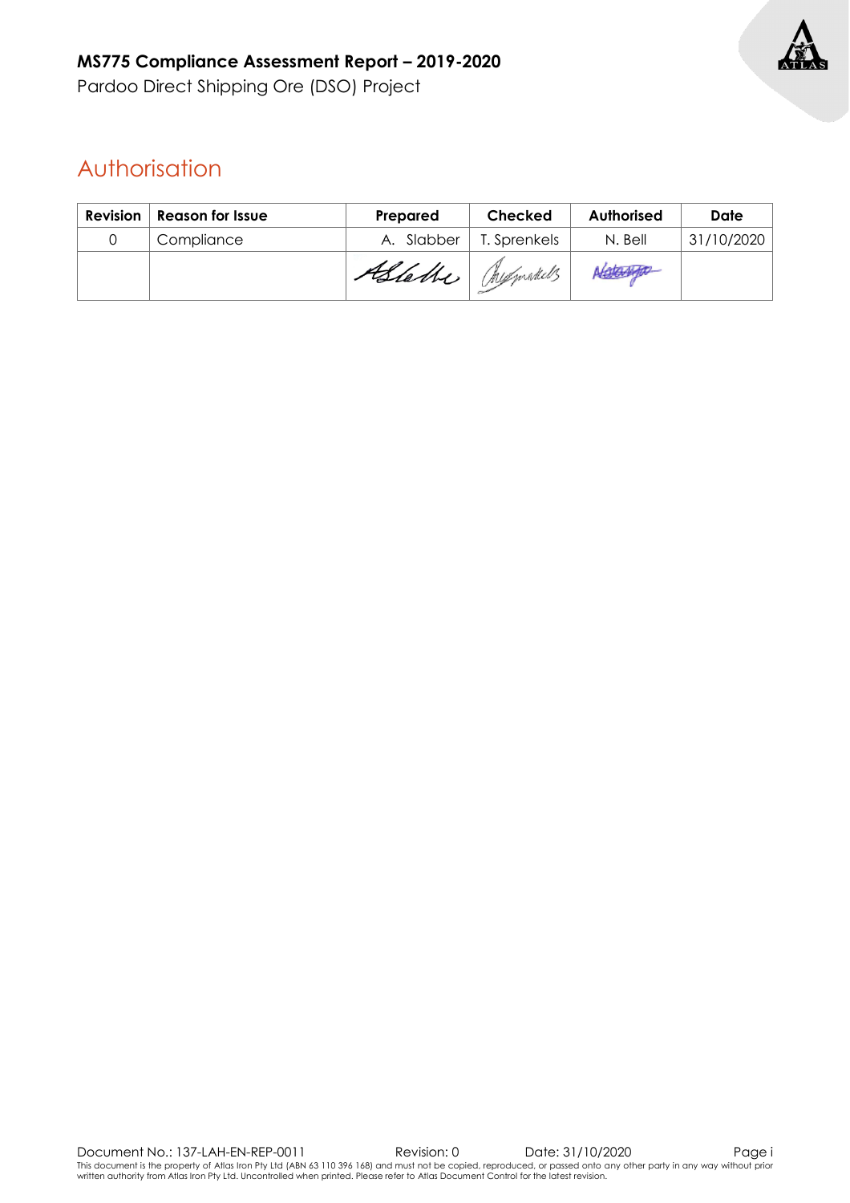# Authorisation

| Revision | Reason for Issue | Prepared | Checked | Authorised | Date |
|---|---|---|---|---|---|
| 0 | Compliance | A. Slabber | T. Sprenkels | N. Bell | 31/10/2020 |
| | | | | | |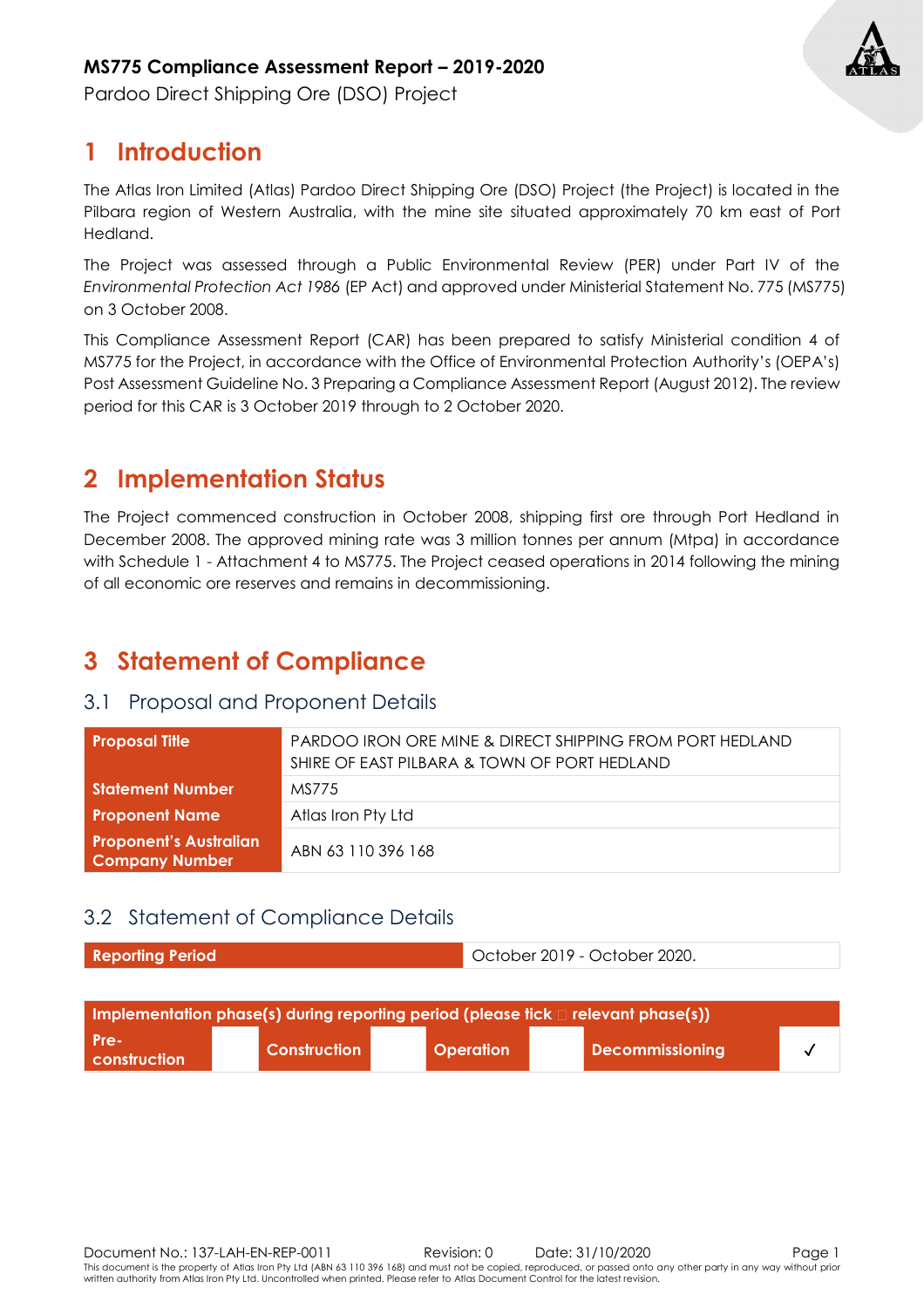# 1 Introduction

The Atlas Iron Limited (Atlas) Pardoo Direct Shipping Ore (DSO) Project (the Project) is located in the Pilbara region of Western Australia, with the mine site situated approximately 70 km east of Port Hedland.

The Project was assessed through a Public Environmental Review (PER) under Part IV of the *Environmental Protection Act 1986* (EP Act) and approved under Ministerial Statement No. 775 (MS775) on 3 October 2008.

This Compliance Assessment Report (CAR) has been prepared to satisfy Ministerial condition 4 of MS775 for the Project, in accordance with the Office of Environmental Protection Authority's (OEPA's) Post Assessment Guideline No. 3 Preparing a Compliance Assessment Report (August 2012). The review period for this CAR is 3 October 2019 through to 2 October 2020.

# 2 Implementation Status

The Project commenced construction in October 2008, shipping first ore through Port Hedland in December 2008. The approved mining rate was 3 million tonnes per annum (Mtpa) in accordance with Schedule 1 - Attachment 4 to MS775. The Project ceased operations in 2014 following the mining of all economic ore reserves and remains in decommissioning.

# 3 Statement of Compliance

## 3.1 Proposal and Proponent Details

| | |
|---|---|
| **Proposal Title** | PARDOO IRON ORE MINE & DIRECT SHIPPING FROM PORT HEDLAND SHIRE OF EAST PILBARA & TOWN OF PORT HEDLAND |
| **Statement Number** | MS775 |
| **Proponent Name** | Atlas Iron Pty Ltd |
| **Proponent's Australian Company Number** | ABN 63 110 396 168 |

## 3.2 Statement of Compliance Details

| | |
|---|---|
| **Reporting Period** | October 2019 - October 2020. |

| **Implementation phase(s) during reporting period (please tick relevant phase(s))** | | | | | | | |
|---|---|---|---|---|---|---|---|
| **Pre-construction** | | **Construction** | | **Operation** | | **Decommissioning** | ✓ |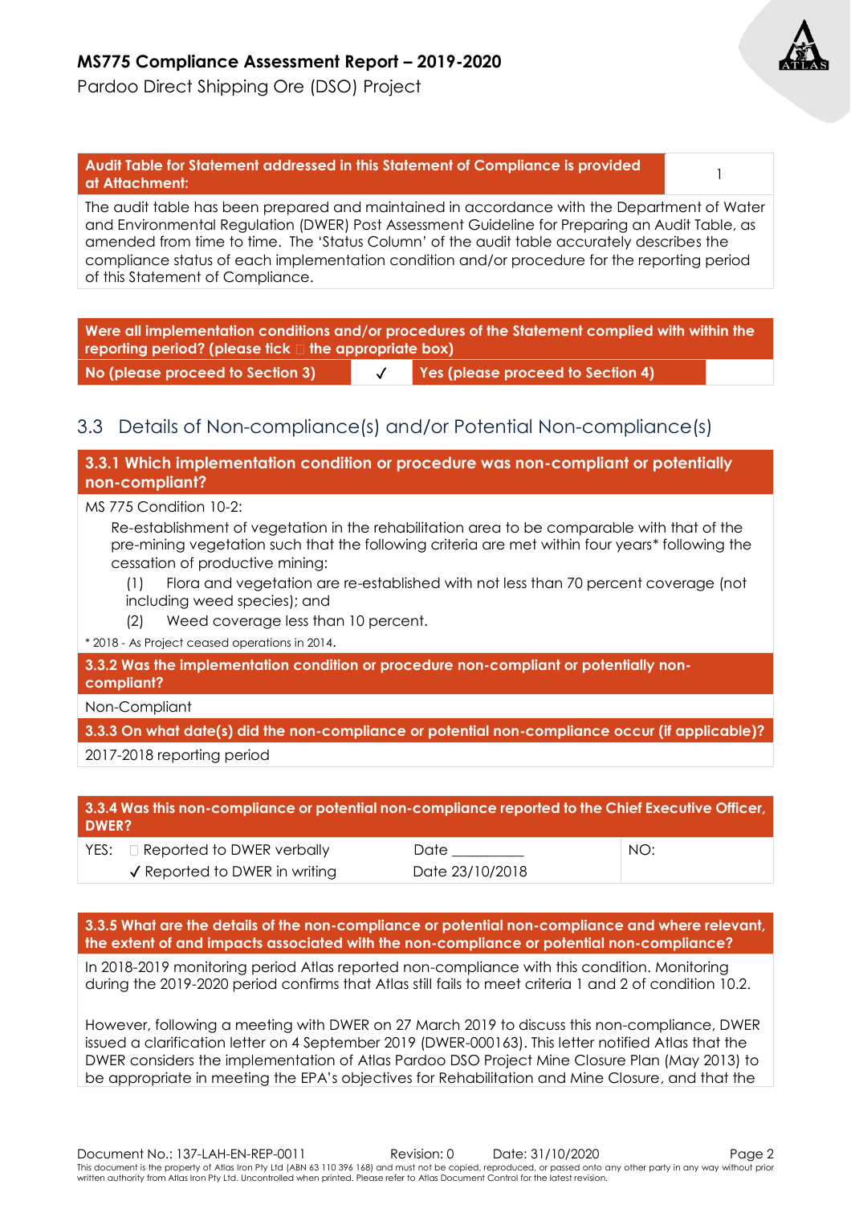| Audit Table for Statement addressed in this Statement of Compliance is provided at Attachment: | 1 |
|---|---|
| The audit table has been prepared and maintained in accordance with the Department of Water and Environmental Regulation (DWER) Post Assessment Guideline for Preparing an Audit Table, as amended from time to time. The 'Status Column' of the audit table accurately describes the compliance status of each implementation condition and/or procedure for the reporting period of this Statement of Compliance. | |

| Were all implementation conditions and/or procedures of the Statement complied with within the reporting period? (please tick ☐ the appropriate box) | | | |
|---|---|---|---|
| No (please proceed to Section 3) | ✓ | Yes (please proceed to Section 4) | |

## 3.3 Details of Non-compliance(s) and/or Potential Non-compliance(s)

**3.3.1 Which implementation condition or procedure was non-compliant or potentially non-compliant?**

MS 775 Condition 10-2:

Re-establishment of vegetation in the rehabilitation area to be comparable with that of the pre-mining vegetation such that the following criteria are met within four years* following the cessation of productive mining:

(1) Flora and vegetation are re-established with not less than 70 percent coverage (not including weed species); and

(2) Weed coverage less than 10 percent.

\* 2018 - As Project ceased operations in 2014.

**3.3.2 Was the implementation condition or procedure non-compliant or potentially non-compliant?**

Non-Compliant

**3.3.3 On what date(s) did the non-compliance or potential non-compliance occur (if applicable)?**

2017-2018 reporting period

| 3.3.4 Was this non-compliance or potential non-compliance reported to the Chief Executive Officer, DWER? | | |
|---|---|---|
| YES: ☐ Reported to DWER verbally | Date _________ | NO: |
| ✓ Reported to DWER in writing | Date 23/10/2018 | |

**3.3.5 What are the details of the non-compliance or potential non-compliance and where relevant, the extent of and impacts associated with the non-compliance or potential non-compliance?**

In 2018-2019 monitoring period Atlas reported non-compliance with this condition. Monitoring during the 2019-2020 period confirms that Atlas still fails to meet criteria 1 and 2 of condition 10.2.

However, following a meeting with DWER on 27 March 2019 to discuss this non-compliance, DWER issued a clarification letter on 4 September 2019 (DWER-000163). This letter notified Atlas that the DWER considers the implementation of Atlas Pardoo DSO Project Mine Closure Plan (May 2013) to be appropriate in meeting the EPA's objectives for Rehabilitation and Mine Closure, and that the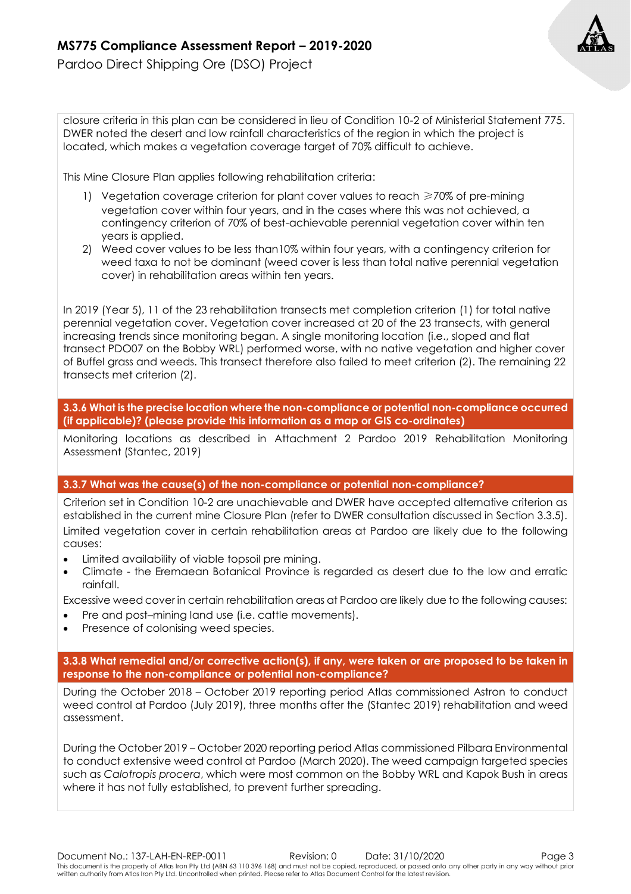closure criteria in this plan can be considered in lieu of Condition 10-2 of Ministerial Statement 775. DWER noted the desert and low rainfall characteristics of the region in which the project is located, which makes a vegetation coverage target of 70% difficult to achieve.

This Mine Closure Plan applies following rehabilitation criteria:

1) Vegetation coverage criterion for plant cover values to reach ⩾70% of pre-mining vegetation cover within four years, and in the cases where this was not achieved, a contingency criterion of 70% of best-achievable perennial vegetation cover within ten years is applied.
2) Weed cover values to be less than10% within four years, with a contingency criterion for weed taxa to not be dominant (weed cover is less than total native perennial vegetation cover) in rehabilitation areas within ten years.

In 2019 (Year 5), 11 of the 23 rehabilitation transects met completion criterion (1) for total native perennial vegetation cover. Vegetation cover increased at 20 of the 23 transects, with general increasing trends since monitoring began. A single monitoring location (i.e., sloped and flat transect PDO07 on the Bobby WRL) performed worse, with no native vegetation and higher cover of Buffel grass and weeds. This transect therefore also failed to meet criterion (2). The remaining 22 transects met criterion (2).

### 3.3.6 What is the precise location where the non-compliance or potential non-compliance occurred (if applicable)? (please provide this information as a map or GIS co-ordinates)

Monitoring locations as described in Attachment 2 Pardoo 2019 Rehabilitation Monitoring Assessment (Stantec, 2019)

### 3.3.7 What was the cause(s) of the non-compliance or potential non-compliance?

Criterion set in Condition 10-2 are unachievable and DWER have accepted alternative criterion as established in the current mine Closure Plan (refer to DWER consultation discussed in Section 3.3.5).

Limited vegetation cover in certain rehabilitation areas at Pardoo are likely due to the following causes:

- Limited availability of viable topsoil pre mining.
- Climate - the Eremaean Botanical Province is regarded as desert due to the low and erratic rainfall.

Excessive weed cover in certain rehabilitation areas at Pardoo are likely due to the following causes:

- Pre and post–mining land use (i.e. cattle movements).
- Presence of colonising weed species.

### 3.3.8 What remedial and/or corrective action(s), if any, were taken or are proposed to be taken in response to the non-compliance or potential non-compliance?

During the October 2018 – October 2019 reporting period Atlas commissioned Astron to conduct weed control at Pardoo (July 2019), three months after the (Stantec 2019) rehabilitation and weed assessment.

During the October 2019 – October 2020 reporting period Atlas commissioned Pilbara Environmental to conduct extensive weed control at Pardoo (March 2020). The weed campaign targeted species such as *Calotropis procera*, which were most common on the Bobby WRL and Kapok Bush in areas where it has not fully established, to prevent further spreading.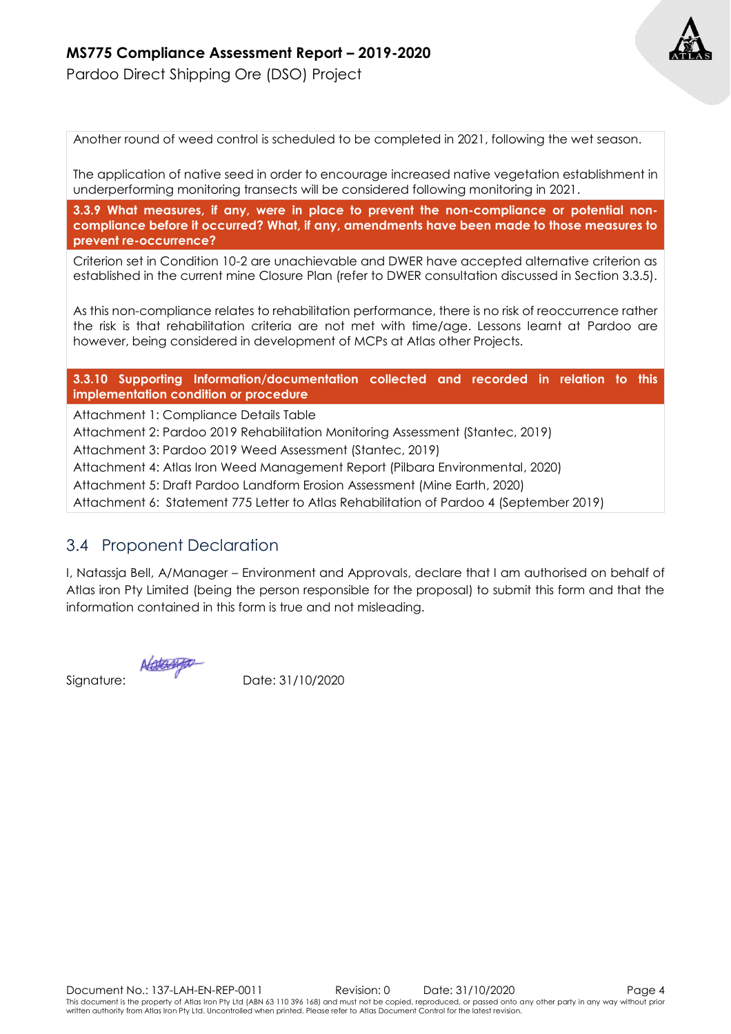Another round of weed control is scheduled to be completed in 2021, following the wet season.

The application of native seed in order to encourage increased native vegetation establishment in underperforming monitoring transects will be considered following monitoring in 2021.

**3.3.9 What measures, if any, were in place to prevent the non-compliance or potential non-compliance before it occurred? What, if any, amendments have been made to those measures to prevent re-occurrence?**

Criterion set in Condition 10-2 are unachievable and DWER have accepted alternative criterion as established in the current mine Closure Plan (refer to DWER consultation discussed in Section 3.3.5).

As this non-compliance relates to rehabilitation performance, there is no risk of reoccurrence rather the risk is that rehabilitation criteria are not met with time/age. Lessons learnt at Pardoo are however, being considered in development of MCPs at Atlas other Projects.

**3.3.10 Supporting Information/documentation collected and recorded in relation to this implementation condition or procedure**

Attachment 1: Compliance Details Table
Attachment 2: Pardoo 2019 Rehabilitation Monitoring Assessment (Stantec, 2019)
Attachment 3: Pardoo 2019 Weed Assessment (Stantec, 2019)
Attachment 4: Atlas Iron Weed Management Report (Pilbara Environmental, 2020)
Attachment 5: Draft Pardoo Landform Erosion Assessment (Mine Earth, 2020)
Attachment 6: Statement 775 Letter to Atlas Rehabilitation of Pardoo 4 (September 2019)

## 3.4 Proponent Declaration

I, Natassja Bell, A/Manager – Environment and Approvals, declare that I am authorised on behalf of Atlas iron Pty Limited (being the person responsible for the proposal) to submit this form and that the information contained in this form is true and not misleading.

Signature: Natassja Date: 31/10/2020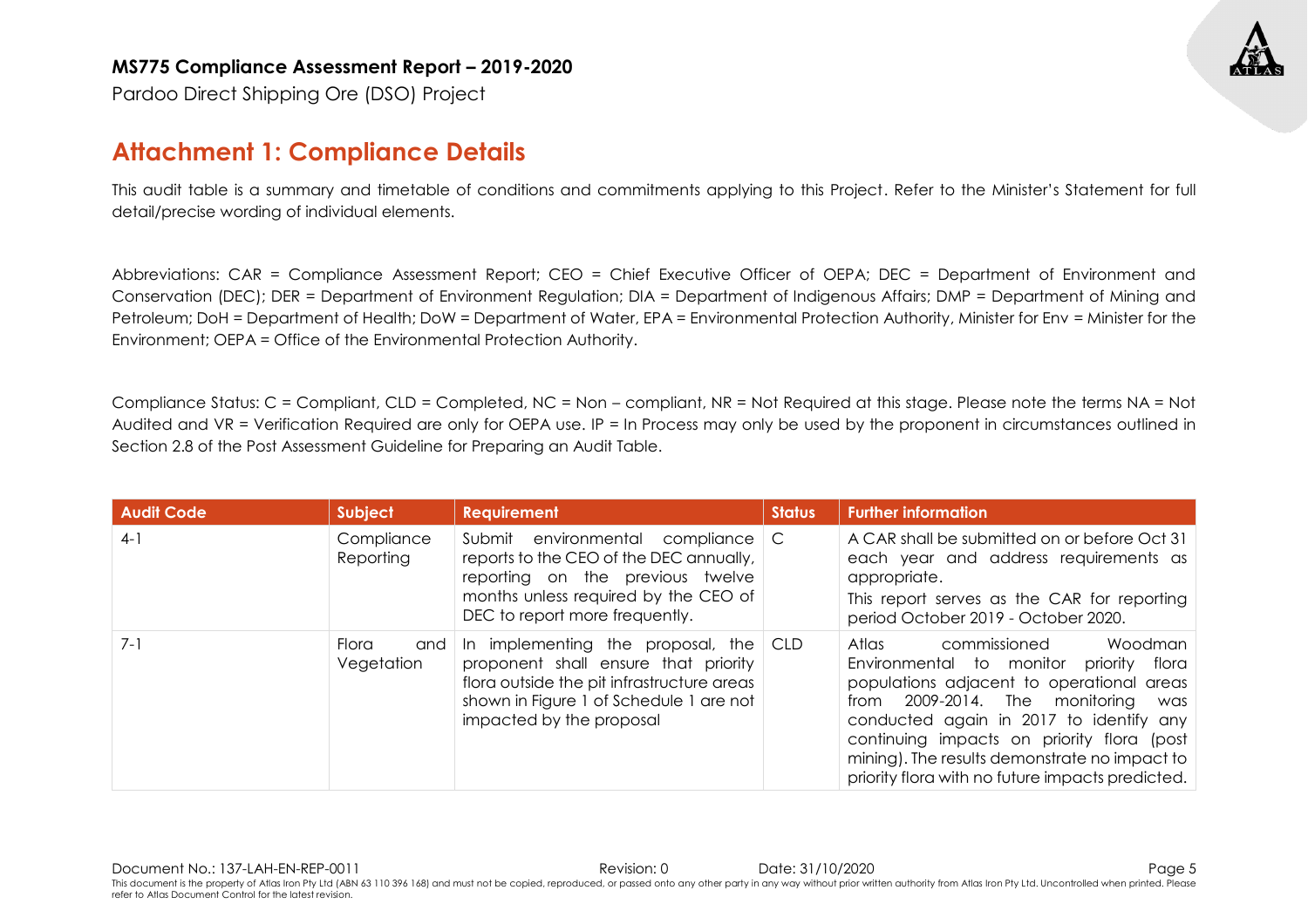## Attachment 1: Compliance Details

This audit table is a summary and timetable of conditions and commitments applying to this Project. Refer to the Minister's Statement for full detail/precise wording of individual elements.

Abbreviations: CAR = Compliance Assessment Report; CEO = Chief Executive Officer of OEPA; DEC = Department of Environment and Conservation (DEC); DER = Department of Environment Regulation; DIA = Department of Indigenous Affairs; DMP = Department of Mining and Petroleum; DoH = Department of Health; DoW = Department of Water, EPA = Environmental Protection Authority, Minister for Env = Minister for the Environment; OEPA = Office of the Environmental Protection Authority.

Compliance Status: C = Compliant, CLD = Completed, NC = Non – compliant, NR = Not Required at this stage. Please note the terms NA = Not Audited and VR = Verification Required are only for OEPA use. IP = In Process may only be used by the proponent in circumstances outlined in Section 2.8 of the Post Assessment Guideline for Preparing an Audit Table.

| Audit Code | Subject | Requirement | Status | Further information |
|---|---|---|---|---|
| 4-1 | Compliance Reporting | Submit environmental compliance reports to the CEO of the DEC annually, reporting on the previous twelve months unless required by the CEO of DEC to report more frequently. | C | A CAR shall be submitted on or before Oct 31 each year and address requirements as appropriate.<br>This report serves as the CAR for reporting period October 2019 - October 2020. |
| 7-1 | Flora and Vegetation | In implementing the proposal, the proponent shall ensure that priority flora outside the pit infrastructure areas shown in Figure 1 of Schedule 1 are not impacted by the proposal | CLD | Atlas commissioned Woodman Environmental to monitor priority flora populations adjacent to operational areas from 2009-2014. The monitoring was conducted again in 2017 to identify any continuing impacts on priority flora (post mining). The results demonstrate no impact to priority flora with no future impacts predicted. |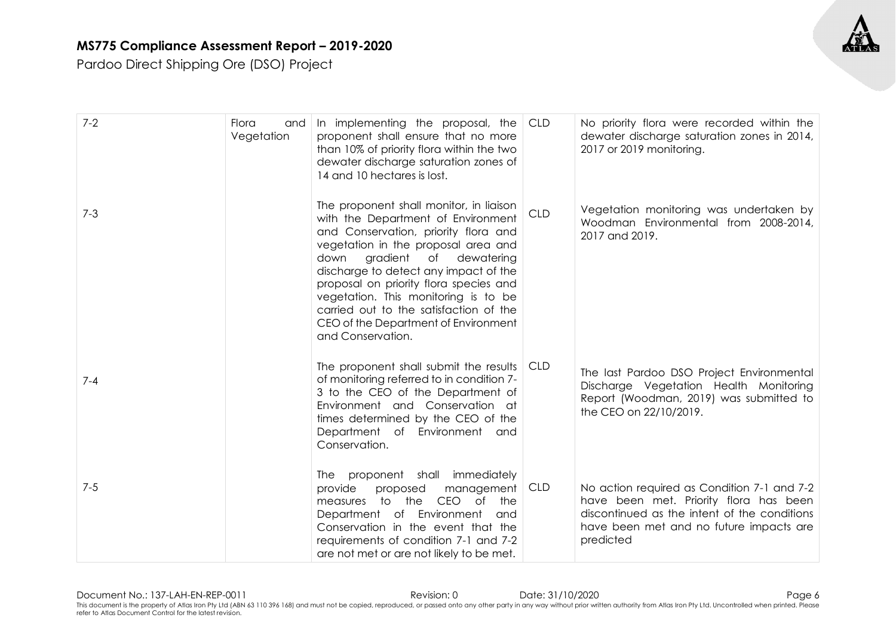| 7-2 | Flora and Vegetation | In implementing the proposal, the proponent shall ensure that no more than 10% of priority flora within the two dewater discharge saturation zones of 14 and 10 hectares is lost. | CLD | No priority flora were recorded within the dewater discharge saturation zones in 2014, 2017 or 2019 monitoring. |
|---|---|---|---|---|
| 7-3 | | The proponent shall monitor, in liaison with the Department of Environment and Conservation, priority flora and vegetation in the proposal area and down gradient of dewatering discharge to detect any impact of the proposal on priority flora species and vegetation. This monitoring is to be carried out to the satisfaction of the CEO of the Department of Environment and Conservation. | CLD | Vegetation monitoring was undertaken by Woodman Environmental from 2008-2014, 2017 and 2019. |
| 7-4 | | The proponent shall submit the results of monitoring referred to in condition 7-3 to the CEO of the Department of Environment and Conservation at times determined by the CEO of the Department of Environment and Conservation. | CLD | The last Pardoo DSO Project Environmental Discharge Vegetation Health Monitoring Report (Woodman, 2019) was submitted to the CEO on 22/10/2019. |
| 7-5 | | The proponent shall immediately provide proposed management measures to the CEO of the Department of Environment and Conservation in the event that the requirements of condition 7-1 and 7-2 are not met or are not likely to be met. | CLD | No action required as Condition 7-1 and 7-2 have been met. Priority flora has been discontinued as the intent of the conditions have been met and no future impacts are predicted |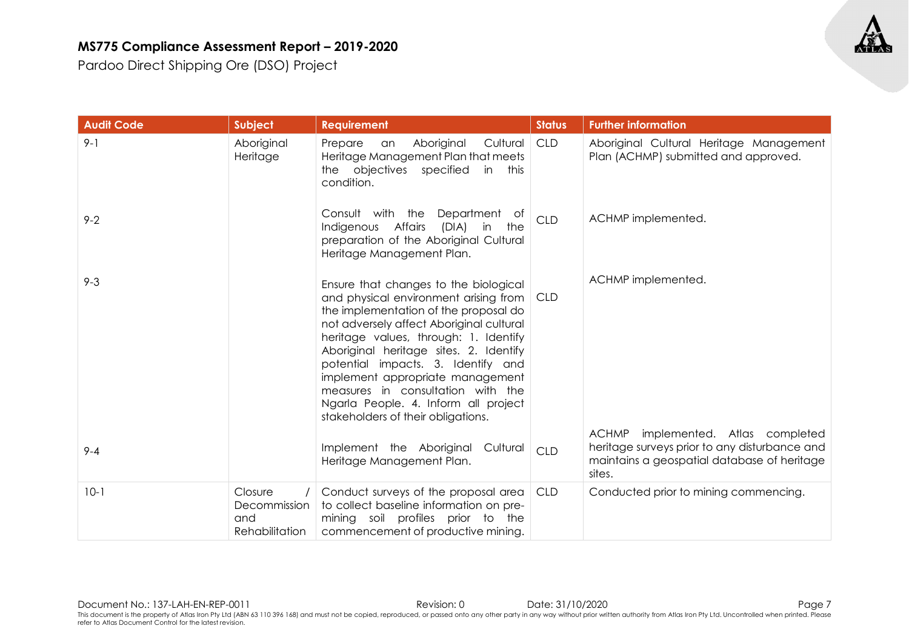| Audit Code | Subject | Requirement | Status | Further information |
|---|---|---|---|---|
| 9-1 | Aboriginal Heritage | Prepare an Aboriginal Cultural Heritage Management Plan that meets the objectives specified in this condition. | CLD | Aboriginal Cultural Heritage Management Plan (ACHMP) submitted and approved. |
| 9-2 | | Consult with the Department of Indigenous Affairs (DIA) in the preparation of the Aboriginal Cultural Heritage Management Plan. | CLD | ACHMP implemented. |
| 9-3 | | Ensure that changes to the biological and physical environment arising from the implementation of the proposal do not adversely affect Aboriginal cultural heritage values, through: 1. Identify Aboriginal heritage sites. 2. Identify potential impacts. 3. Identify and implement appropriate management measures in consultation with the Ngarla People. 4. Inform all project stakeholders of their obligations. | CLD | ACHMP implemented. |
| 9-4 | | Implement the Aboriginal Cultural Heritage Management Plan. | CLD | ACHMP implemented. Atlas completed heritage surveys prior to any disturbance and maintains a geospatial database of heritage sites. |
| 10-1 | Closure / Decommission and Rehabilitation | Conduct surveys of the proposal area to collect baseline information on pre-mining soil profiles prior to the commencement of productive mining. | CLD | Conducted prior to mining commencing. |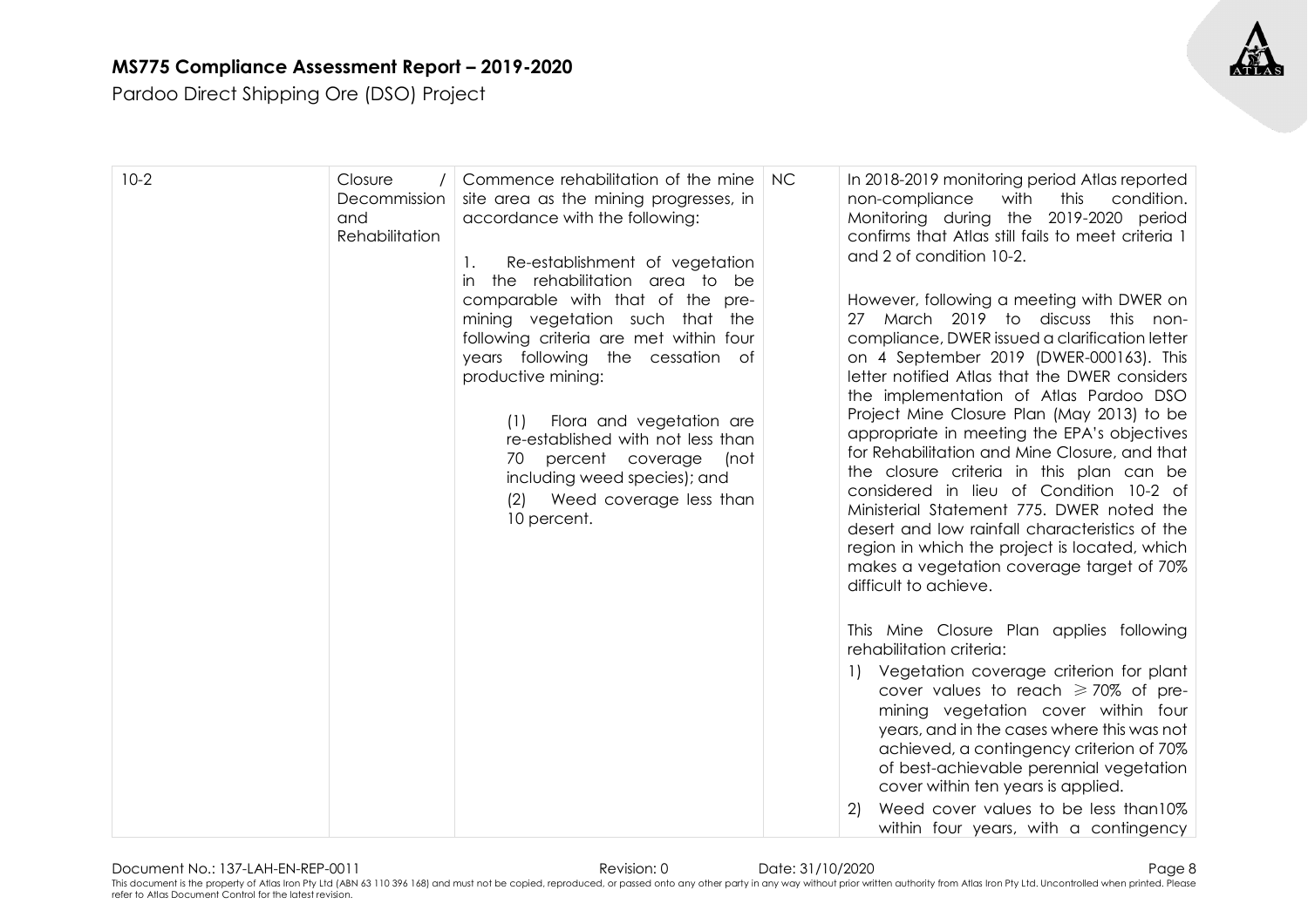| 10-2 | Closure / Decommission and Rehabilitation | Commence rehabilitation of the mine site area as the mining progresses, in accordance with the following:<br><br>1. Re-establishment of vegetation in the rehabilitation area to be comparable with that of the pre-mining vegetation such that the following criteria are met within four years following the cessation of productive mining:<br><br>(1) Flora and vegetation are re-established with not less than 70 percent coverage (not including weed species); and<br>(2) Weed coverage less than 10 percent. | NC | In 2018-2019 monitoring period Atlas reported non-compliance with this condition. Monitoring during the 2019-2020 period confirms that Atlas still fails to meet criteria 1 and 2 of condition 10-2.<br><br>However, following a meeting with DWER on 27 March 2019 to discuss this non-compliance, DWER issued a clarification letter on 4 September 2019 (DWER-000163). This letter notified Atlas that the DWER considers the implementation of Atlas Pardoo DSO Project Mine Closure Plan (May 2013) to be appropriate in meeting the EPA's objectives for Rehabilitation and Mine Closure, and that the closure criteria in this plan can be considered in lieu of Condition 10-2 of Ministerial Statement 775. DWER noted the desert and low rainfall characteristics of the region in which the project is located, which makes a vegetation coverage target of 70% difficult to achieve.<br><br>This Mine Closure Plan applies following rehabilitation criteria:<br>1) Vegetation coverage criterion for plant cover values to reach ⩾70% of pre-mining vegetation cover within four years, and in the cases where this was not achieved, a contingency criterion of 70% of best-achievable perennial vegetation cover within ten years is applied.<br>2) Weed cover values to be less than10% within four years, with a contingency |
|---|---|---|---|---|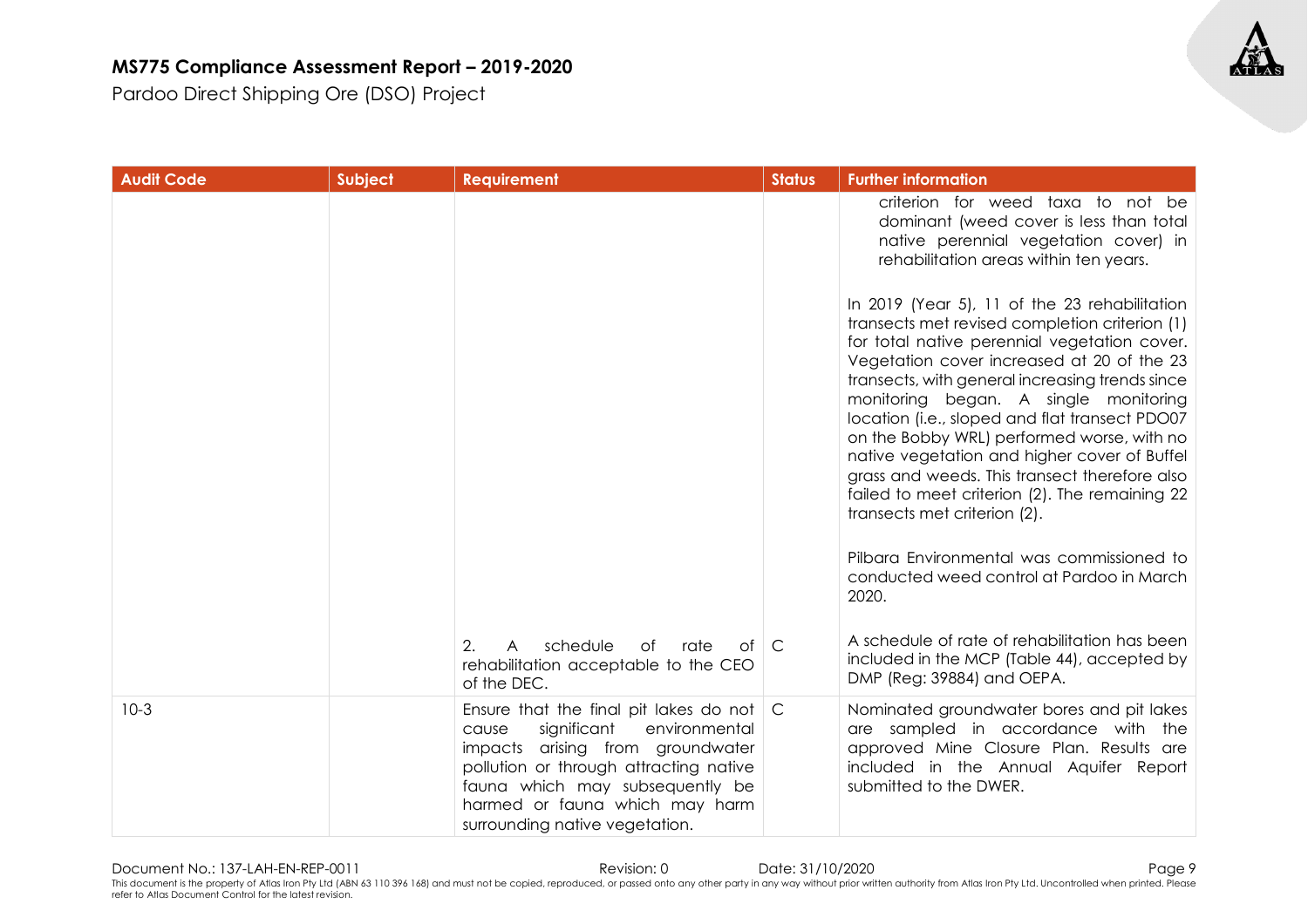| Audit Code | Subject | Requirement | Status | Further information |
|---|---|---|---|---|
| | | | | criterion for weed taxa to not be dominant (weed cover is less than total native perennial vegetation cover) in rehabilitation areas within ten years.<br><br>In 2019 (Year 5), 11 of the 23 rehabilitation transects met revised completion criterion (1) for total native perennial vegetation cover. Vegetation cover increased at 20 of the 23 transects, with general increasing trends since monitoring began. A single monitoring location (i.e., sloped and flat transect PDO07 on the Bobby WRL) performed worse, with no native vegetation and higher cover of Buffel grass and weeds. This transect therefore also failed to meet criterion (2). The remaining 22 transects met criterion (2).<br><br>Pilbara Environmental was commissioned to conducted weed control at Pardoo in March 2020. |
| | | 2. A schedule of rate of rehabilitation acceptable to the CEO of the DEC. | C | A schedule of rate of rehabilitation has been included in the MCP (Table 44), accepted by DMP (Reg: 39884) and OEPA. |
| 10-3 | | Ensure that the final pit lakes do not cause significant environmental impacts arising from groundwater pollution or through attracting native fauna which may subsequently be harmed or fauna which may harm surrounding native vegetation. | C | Nominated groundwater bores and pit lakes are sampled in accordance with the approved Mine Closure Plan. Results are included in the Annual Aquifer Report submitted to the DWER. |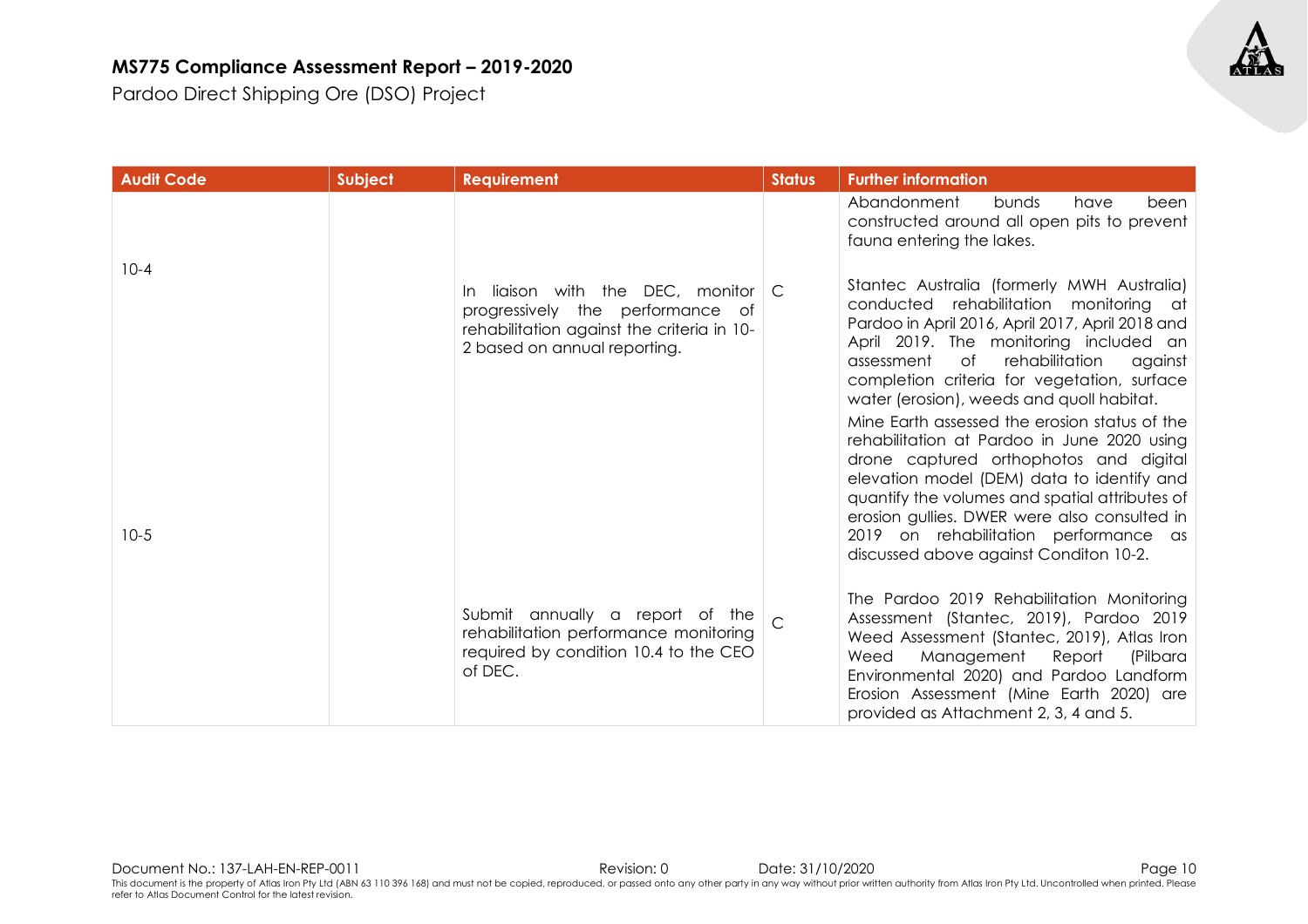| Audit Code | Subject | Requirement | Status | Further information |
|---|---|---|---|---|
| | | | | Abandonment bunds have been constructed around all open pits to prevent fauna entering the lakes. |
| 10-4 | | In liaison with the DEC, monitor progressively the performance of rehabilitation against the criteria in 10-2 based on annual reporting. | C | Stantec Australia (formerly MWH Australia) conducted rehabilitation monitoring at Pardoo in April 2016, April 2017, April 2018 and April 2019. The monitoring included an assessment of rehabilitation against completion criteria for vegetation, surface water (erosion), weeds and quoll habitat.<br>Mine Earth assessed the erosion status of the rehabilitation at Pardoo in June 2020 using drone captured orthophotos and digital elevation model (DEM) data to identify and quantify the volumes and spatial attributes of erosion gullies. DWER were also consulted in 2019 on rehabilitation performance as discussed above against Conditon 10-2. |
| 10-5 | | Submit annually a report of the rehabilitation performance monitoring required by condition 10.4 to the CEO of DEC. | C | The Pardoo 2019 Rehabilitation Monitoring Assessment (Stantec, 2019), Pardoo 2019 Weed Assessment (Stantec, 2019), Atlas Iron Weed Management Report (Pilbara Environmental 2020) and Pardoo Landform Erosion Assessment (Mine Earth 2020) are provided as Attachment 2, 3, 4 and 5. |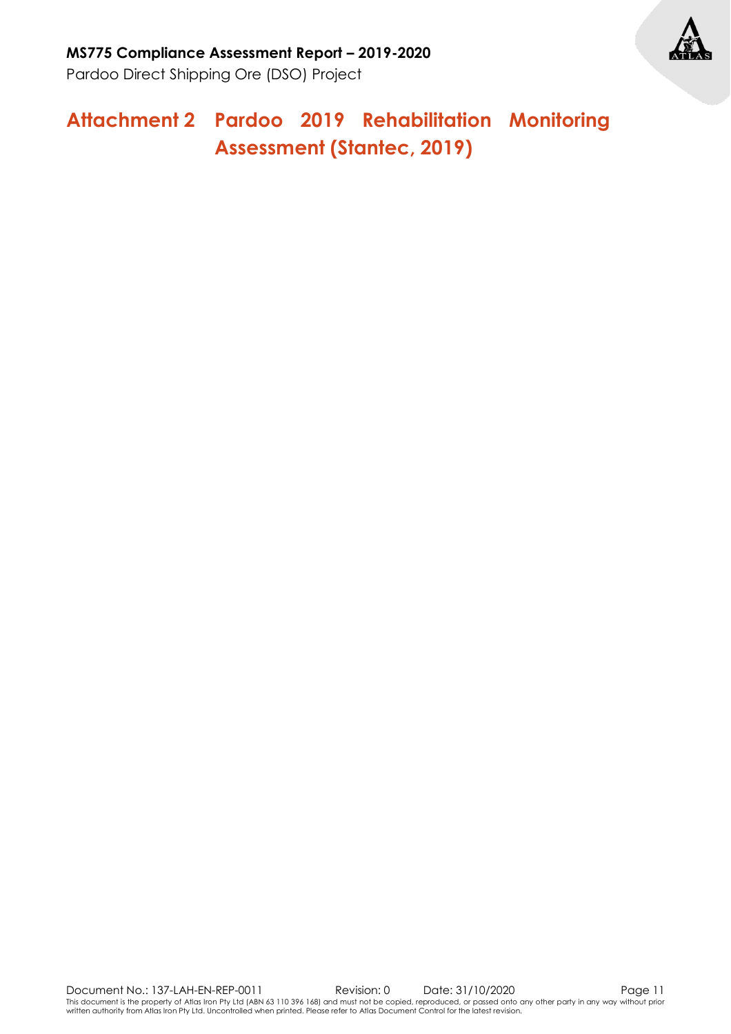# Attachment 2 Pardoo 2019 Rehabilitation Monitoring Assessment (Stantec, 2019)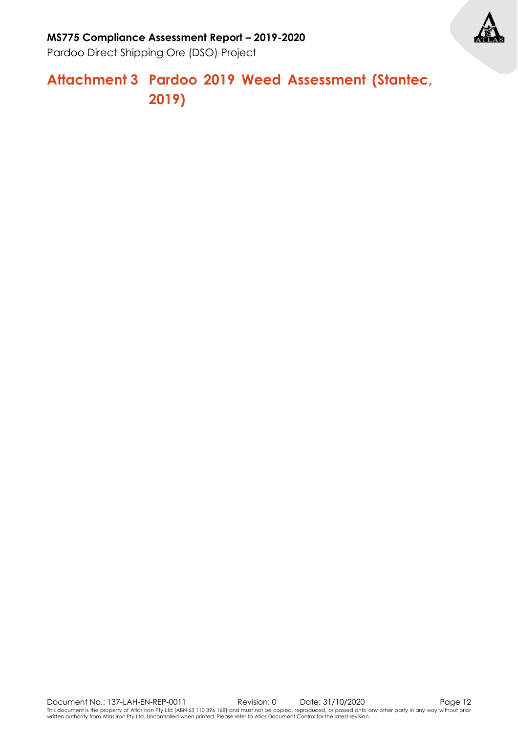# Attachment 3 Pardoo 2019 Weed Assessment (Stantec, 2019)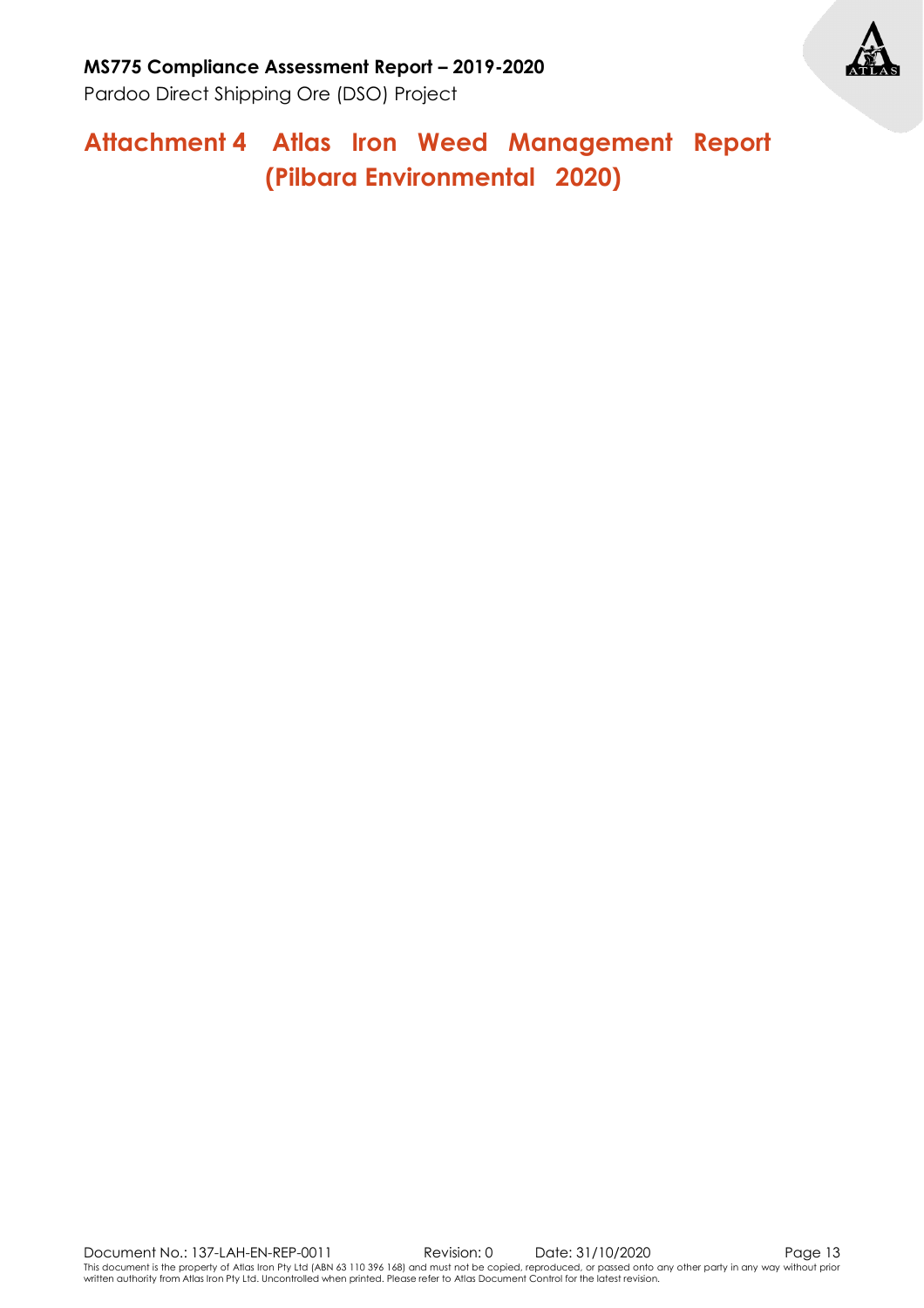# Attachment 4 Atlas Iron Weed Management Report (Pilbara Environmental 2020)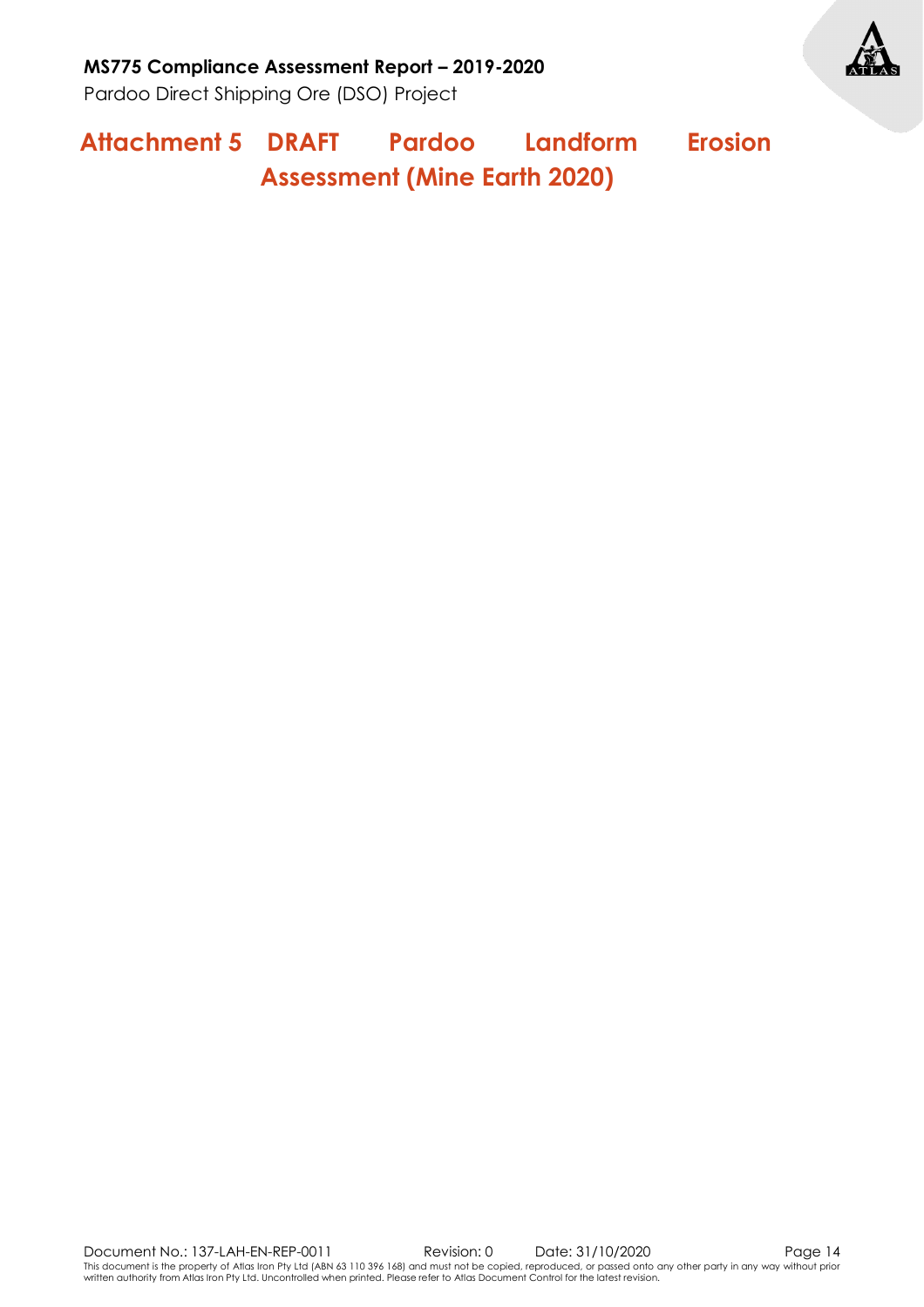# Attachment 5 DRAFT Pardoo Landform Erosion Assessment (Mine Earth 2020)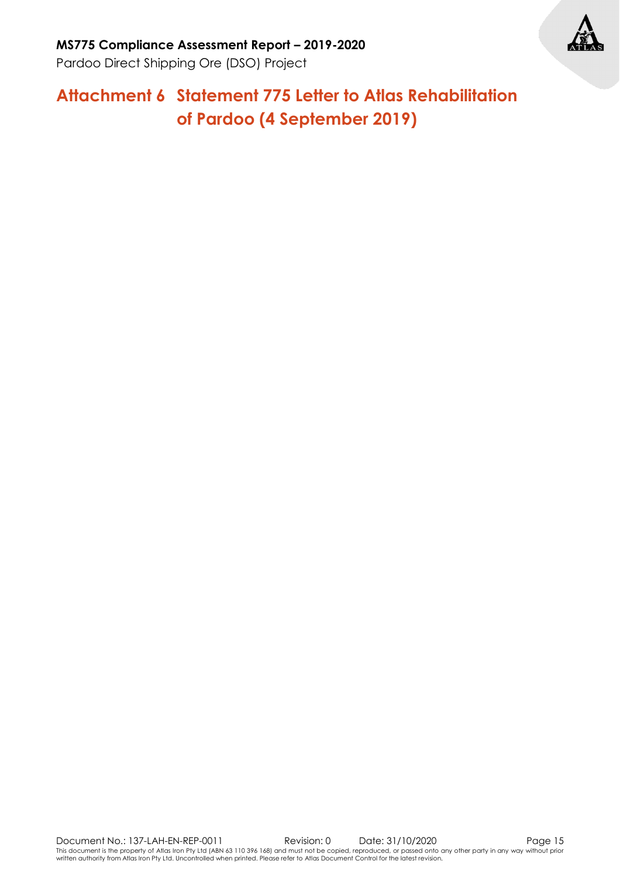# Attachment 6 Statement 775 Letter to Atlas Rehabilitation of Pardoo (4 September 2019)